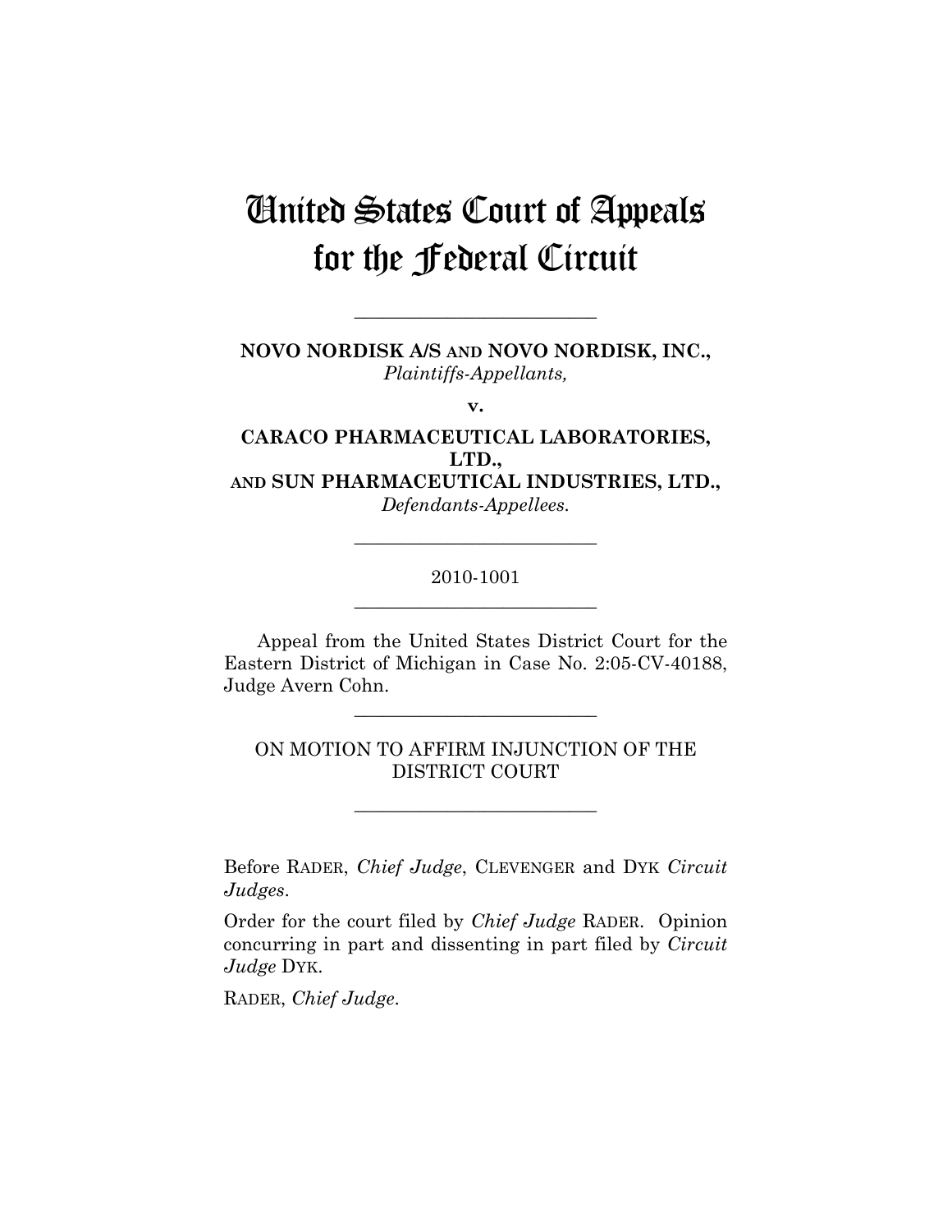# United States Court of Appeals for the Federal Circuit

---

**NOVO NORDISK A/S AND NOVO NORDISK, INC.,**
*Plaintiffs-Appellants,*

**v.**

**CARACO PHARMACEUTICAL LABORATORIES, LTD.,**
**AND SUN PHARMACEUTICAL INDUSTRIES, LTD.,**
*Defendants-Appellees.*

---

2010-1001

---

Appeal from the United States District Court for the Eastern District of Michigan in Case No. 2:05-CV-40188, Judge Avern Cohn.

---

ON MOTION TO AFFIRM INJUNCTION OF THE DISTRICT COURT

---

Before RADER, *Chief Judge*, CLEVENGER and DYK *Circuit Judges*.

Order for the court filed by *Chief Judge* RADER. Opinion concurring in part and dissenting in part filed by *Circuit Judge* DYK.

RADER, *Chief Judge*.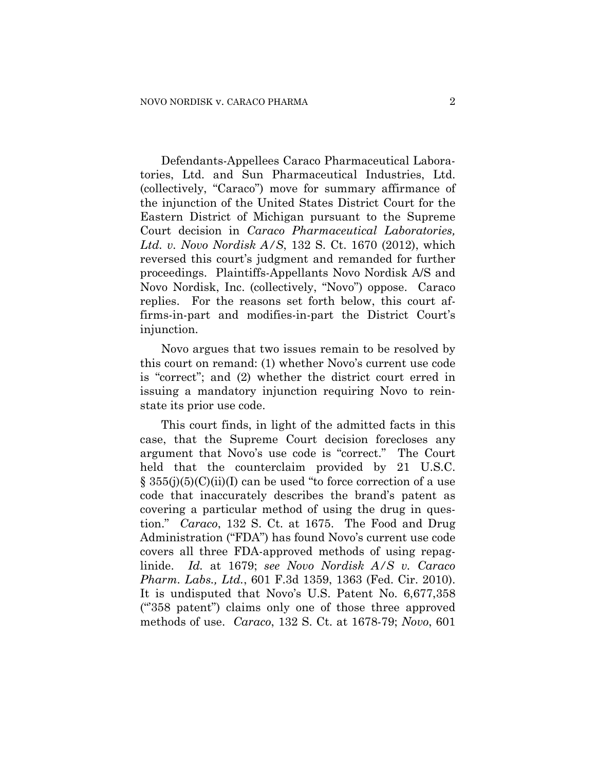Defendants-Appellees Caraco Pharmaceutical Laboratories, Ltd. and Sun Pharmaceutical Industries, Ltd. (collectively, "Caraco") move for summary affirmance of the injunction of the United States District Court for the Eastern District of Michigan pursuant to the Supreme Court decision in *Caraco Pharmaceutical Laboratories, Ltd. v. Novo Nordisk A/S*, 132 S. Ct. 1670 (2012), which reversed this court's judgment and remanded for further proceedings. Plaintiffs-Appellants Novo Nordisk A/S and Novo Nordisk, Inc. (collectively, "Novo") oppose. Caraco replies. For the reasons set forth below, this court affirms-in-part and modifies-in-part the District Court's injunction.

Novo argues that two issues remain to be resolved by this court on remand: (1) whether Novo's current use code is "correct"; and (2) whether the district court erred in issuing a mandatory injunction requiring Novo to reinstate its prior use code.

This court finds, in light of the admitted facts in this case, that the Supreme Court decision forecloses any argument that Novo's use code is "correct." The Court held that the counterclaim provided by 21 U.S.C. § 355(j)(5)(C)(ii)(I) can be used "to force correction of a use code that inaccurately describes the brand's patent as covering a particular method of using the drug in question." *Caraco*, 132 S. Ct. at 1675. The Food and Drug Administration ("FDA") has found Novo's current use code covers all three FDA-approved methods of using repaglinide. *Id.* at 1679; *see Novo Nordisk A/S v. Caraco Pharm. Labs., Ltd.*, 601 F.3d 1359, 1363 (Fed. Cir. 2010). It is undisputed that Novo's U.S. Patent No. 6,677,358 ("'358 patent") claims only one of those three approved methods of use. *Caraco*, 132 S. Ct. at 1678-79; *Novo*, 601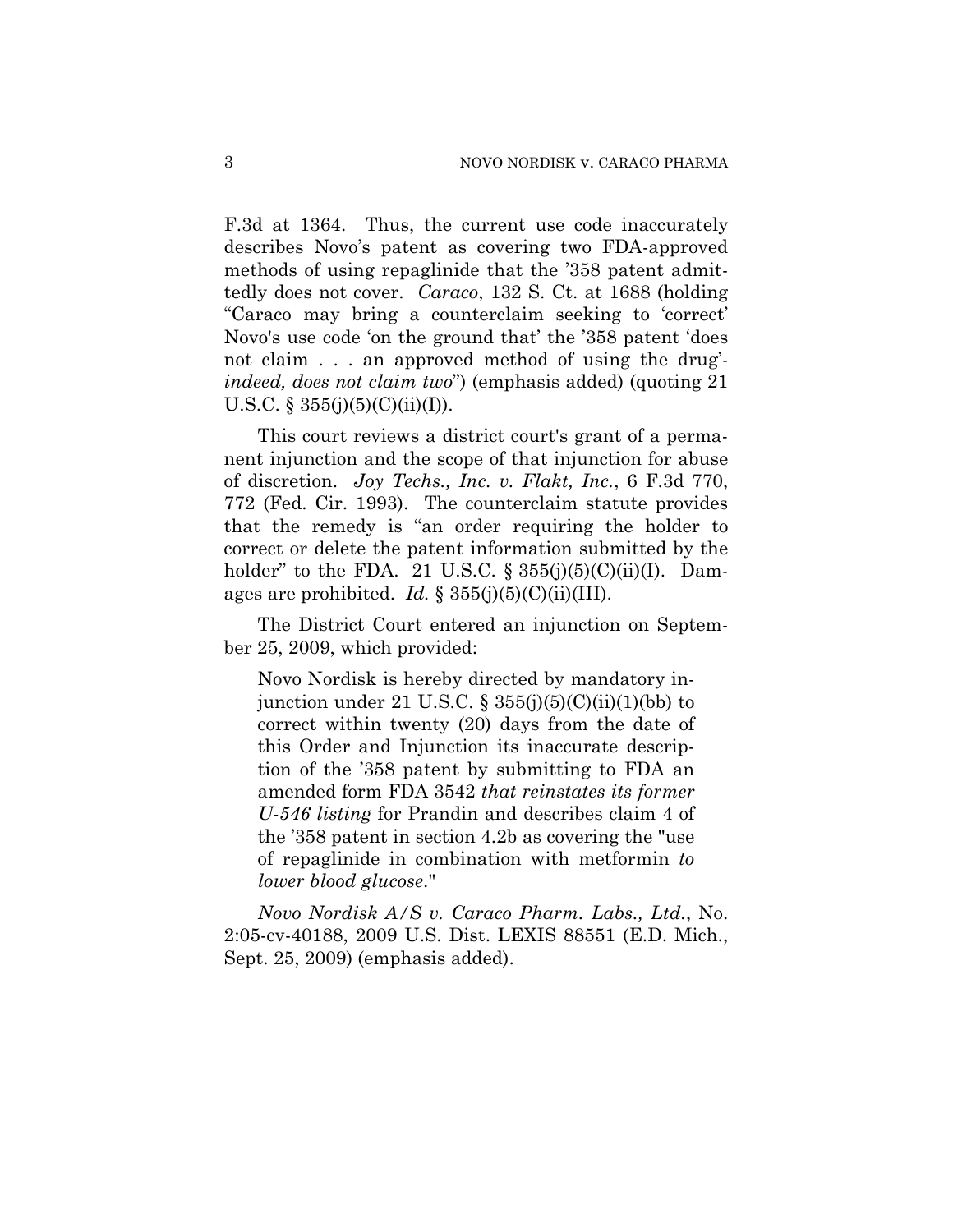F.3d at 1364. Thus, the current use code inaccurately describes Novo's patent as covering two FDA-approved methods of using repaglinide that the '358 patent admittedly does not cover. *Caraco*, 132 S. Ct. at 1688 (holding "Caraco may bring a counterclaim seeking to 'correct' Novo's use code 'on the ground that' the '358 patent 'does not claim . . . an approved method of using the drug'-*indeed, does not claim two*") (emphasis added) (quoting 21 U.S.C. § 355(j)(5)(C)(ii)(I)).

This court reviews a district court's grant of a permanent injunction and the scope of that injunction for abuse of discretion. *Joy Techs., Inc. v. Flakt, Inc.*, 6 F.3d 770, 772 (Fed. Cir. 1993). The counterclaim statute provides that the remedy is "an order requiring the holder to correct or delete the patent information submitted by the holder" to the FDA. 21 U.S.C. § 355(j)(5)(C)(ii)(I). Damages are prohibited. *Id.* § 355(j)(5)(C)(ii)(III).

The District Court entered an injunction on September 25, 2009, which provided:

> Novo Nordisk is hereby directed by mandatory injunction under 21 U.S.C. § 355(j)(5)(C)(ii)(1)(bb) to correct within twenty (20) days from the date of this Order and Injunction its inaccurate description of the '358 patent by submitting to FDA an amended form FDA 3542 *that reinstates its former U-546 listing* for Prandin and describes claim 4 of the '358 patent in section 4.2b as covering the "use of repaglinide in combination with metformin *to lower blood glucose*."

*Novo Nordisk A/S v. Caraco Pharm. Labs., Ltd.*, No. 2:05-cv-40188, 2009 U.S. Dist. LEXIS 88551 (E.D. Mich., Sept. 25, 2009) (emphasis added).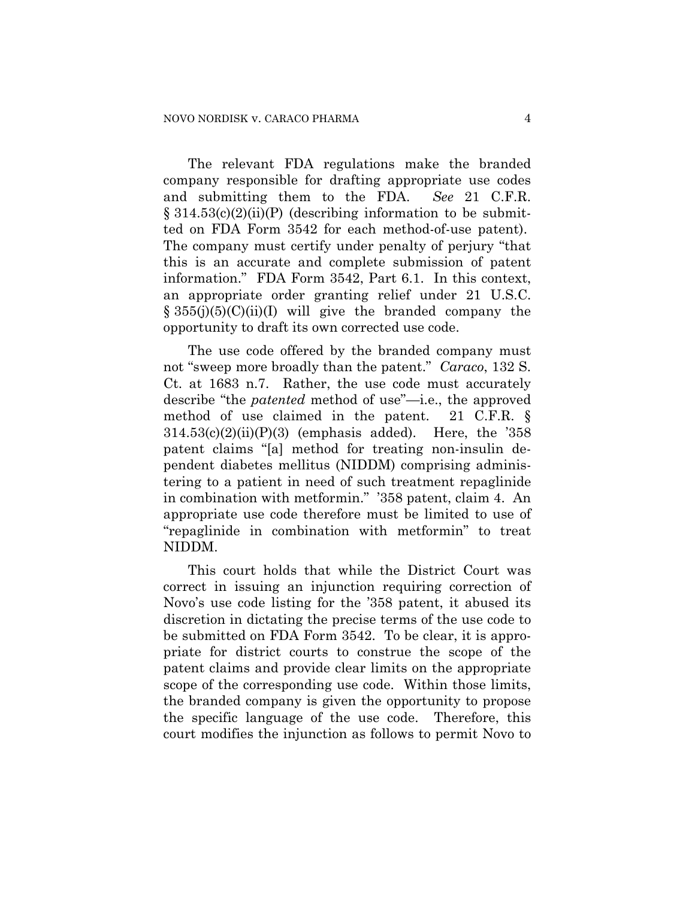The relevant FDA regulations make the branded company responsible for drafting appropriate use codes and submitting them to the FDA. *See* 21 C.F.R. § 314.53(c)(2)(ii)(P) (describing information to be submitted on FDA Form 3542 for each method-of-use patent). The company must certify under penalty of perjury "that this is an accurate and complete submission of patent information." FDA Form 3542, Part 6.1. In this context, an appropriate order granting relief under 21 U.S.C. § 355(j)(5)(C)(ii)(I) will give the branded company the opportunity to draft its own corrected use code.

The use code offered by the branded company must not "sweep more broadly than the patent." *Caraco*, 132 S. Ct. at 1683 n.7. Rather, the use code must accurately describe "the *patented* method of use"—i.e., the approved method of use claimed in the patent. 21 C.F.R. § 314.53(c)(2)(ii)(P)(3) (emphasis added). Here, the '358 patent claims "[a] method for treating non-insulin dependent diabetes mellitus (NIDDM) comprising administering to a patient in need of such treatment repaglinide in combination with metformin." '358 patent, claim 4. An appropriate use code therefore must be limited to use of "repaglinide in combination with metformin" to treat NIDDM.

This court holds that while the District Court was correct in issuing an injunction requiring correction of Novo's use code listing for the '358 patent, it abused its discretion in dictating the precise terms of the use code to be submitted on FDA Form 3542. To be clear, it is appropriate for district courts to construe the scope of the patent claims and provide clear limits on the appropriate scope of the corresponding use code. Within those limits, the branded company is given the opportunity to propose the specific language of the use code. Therefore, this court modifies the injunction as follows to permit Novo to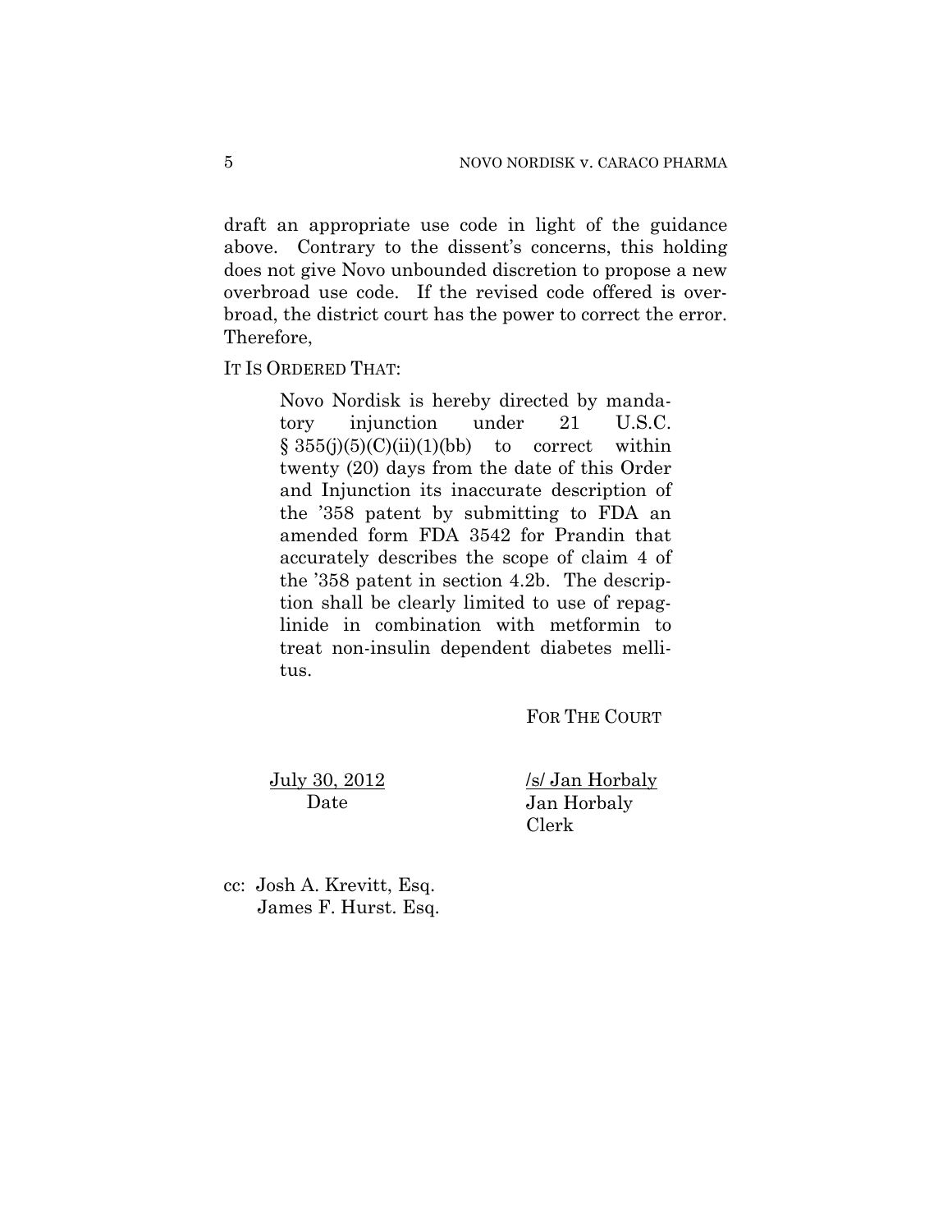draft an appropriate use code in light of the guidance above. Contrary to the dissent's concerns, this holding does not give Novo unbounded discretion to propose a new overbroad use code. If the revised code offered is overbroad, the district court has the power to correct the error. Therefore,

IT IS ORDERED THAT:

> Novo Nordisk is hereby directed by mandatory injunction under 21 U.S.C. § 355(j)(5)(C)(ii)(1)(bb) to correct within twenty (20) days from the date of this Order and Injunction its inaccurate description of the '358 patent by submitting to FDA an amended form FDA 3542 for Prandin that accurately describes the scope of claim 4 of the '358 patent in section 4.2b. The description shall be clearly limited to use of repaglinide in combination with metformin to treat non-insulin dependent diabetes mellitus.

FOR THE COURT

July 30, 2012
Date

/s/ Jan Horbaly
Jan Horbaly
Clerk

cc: Josh A. Krevitt, Esq.
James F. Hurst. Esq.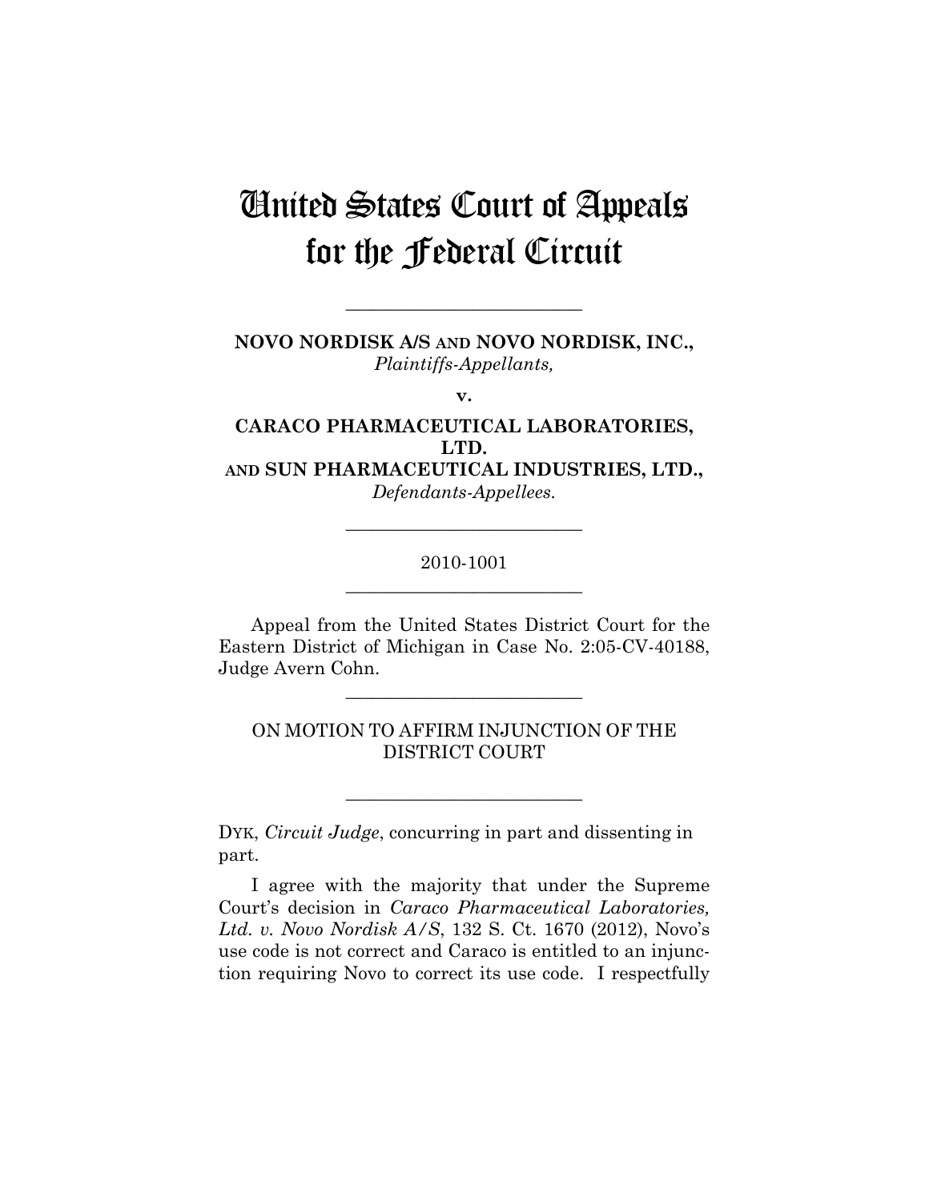# United States Court of Appeals for the Federal Circuit

---

**NOVO NORDISK A/S AND NOVO NORDISK, INC.,**
*Plaintiffs-Appellants,*

**v.**

**CARACO PHARMACEUTICAL LABORATORIES, LTD. AND SUN PHARMACEUTICAL INDUSTRIES, LTD.,**
*Defendants-Appellees.*

---

2010-1001

---

Appeal from the United States District Court for the Eastern District of Michigan in Case No. 2:05-CV-40188, Judge Avern Cohn.

---

ON MOTION TO AFFIRM INJUNCTION OF THE DISTRICT COURT

---

DYK, *Circuit Judge*, concurring in part and dissenting in part.

I agree with the majority that under the Supreme Court's decision in *Caraco Pharmaceutical Laboratories, Ltd. v. Novo Nordisk A/S*, 132 S. Ct. 1670 (2012), Novo's use code is not correct and Caraco is entitled to an injunction requiring Novo to correct its use code. I respectfully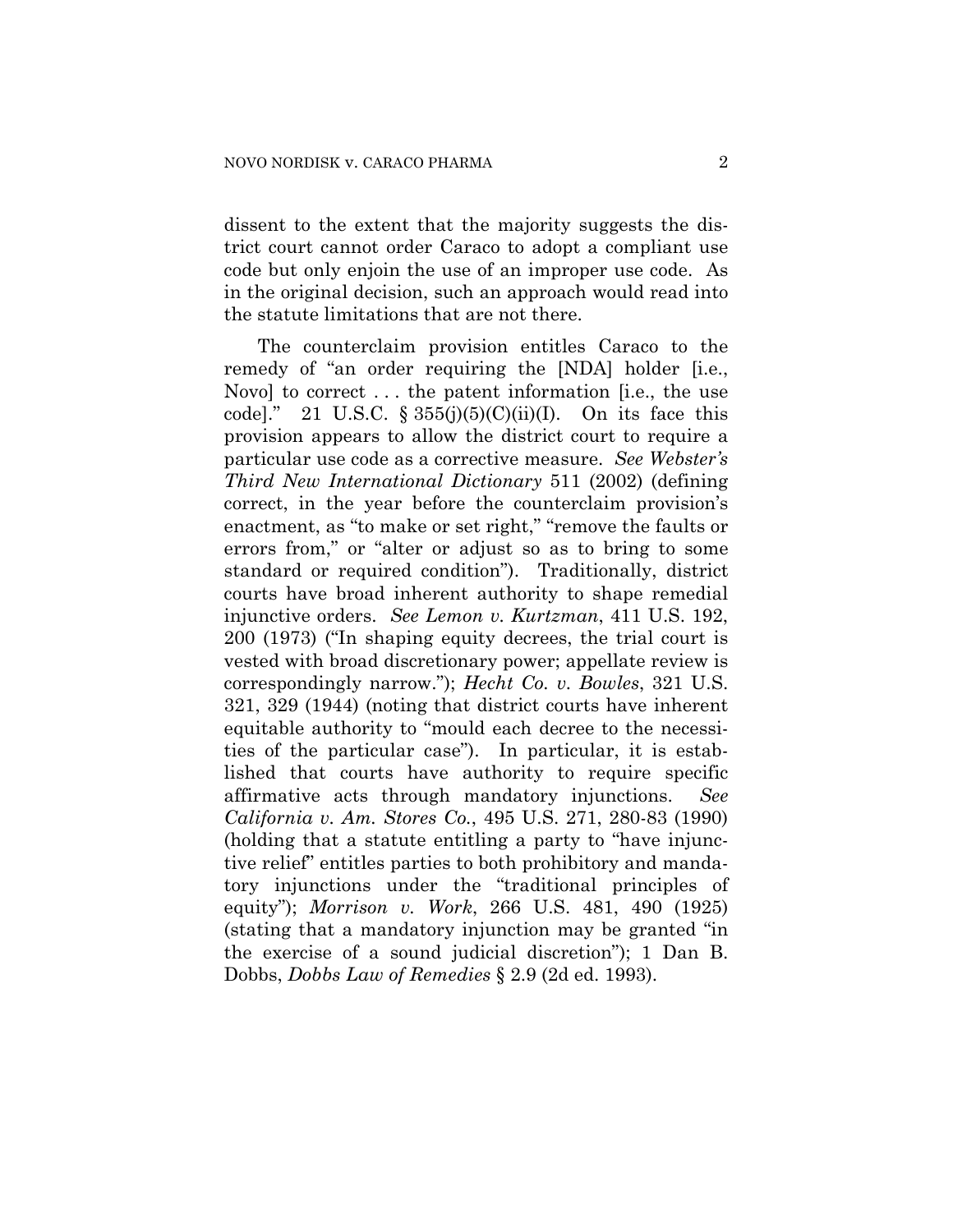dissent to the extent that the majority suggests the district court cannot order Caraco to adopt a compliant use code but only enjoin the use of an improper use code. As in the original decision, such an approach would read into the statute limitations that are not there.

The counterclaim provision entitles Caraco to the remedy of "an order requiring the [NDA] holder [i.e., Novo] to correct . . . the patent information [i.e., the use code]." 21 U.S.C. § 355(j)(5)(C)(ii)(I). On its face this provision appears to allow the district court to require a particular use code as a corrective measure. *See Webster's Third New International Dictionary* 511 (2002) (defining correct, in the year before the counterclaim provision's enactment, as "to make or set right," "remove the faults or errors from," or "alter or adjust so as to bring to some standard or required condition"). Traditionally, district courts have broad inherent authority to shape remedial injunctive orders. *See Lemon v. Kurtzman*, 411 U.S. 192, 200 (1973) ("In shaping equity decrees, the trial court is vested with broad discretionary power; appellate review is correspondingly narrow."); *Hecht Co. v. Bowles*, 321 U.S. 321, 329 (1944) (noting that district courts have inherent equitable authority to "mould each decree to the necessities of the particular case"). In particular, it is established that courts have authority to require specific affirmative acts through mandatory injunctions. *See California v. Am. Stores Co.*, 495 U.S. 271, 280-83 (1990) (holding that a statute entitling a party to "have injunctive relief" entitles parties to both prohibitory and mandatory injunctions under the "traditional principles of equity"); *Morrison v. Work*, 266 U.S. 481, 490 (1925) (stating that a mandatory injunction may be granted "in the exercise of a sound judicial discretion"); 1 Dan B. Dobbs, *Dobbs Law of Remedies* § 2.9 (2d ed. 1993).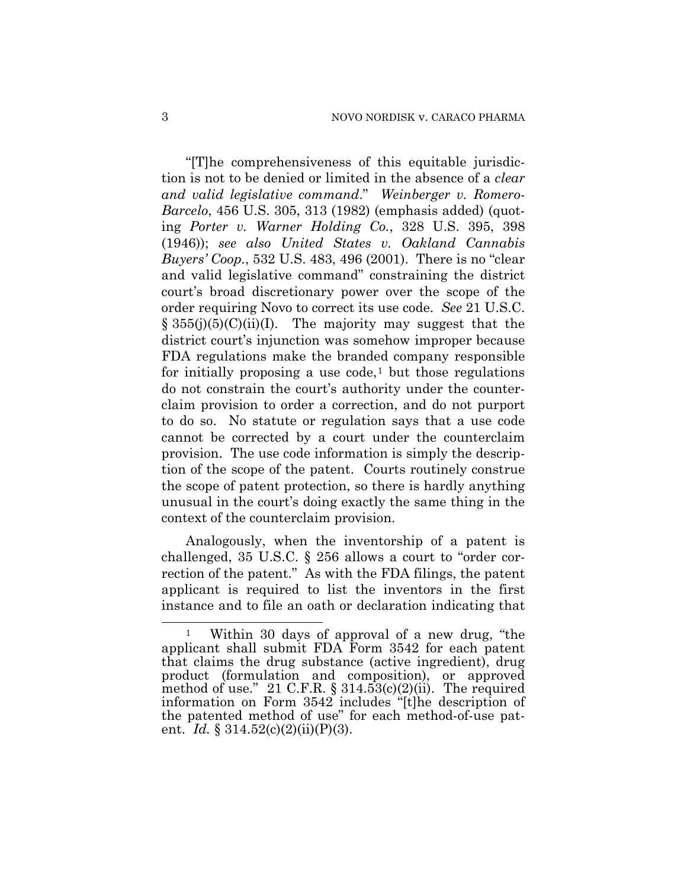"[T]he comprehensiveness of this equitable jurisdiction is not to be denied or limited in the absence of a *clear and valid legislative command*." *Weinberger v. Romero-Barcelo*, 456 U.S. 305, 313 (1982) (emphasis added) (quoting *Porter v. Warner Holding Co.*, 328 U.S. 395, 398 (1946)); *see also United States v. Oakland Cannabis Buyers' Coop.*, 532 U.S. 483, 496 (2001). There is no "clear and valid legislative command" constraining the district court's broad discretionary power over the scope of the order requiring Novo to correct its use code. *See* 21 U.S.C. § 355(j)(5)(C)(ii)(I). The majority may suggest that the district court's injunction was somehow improper because FDA regulations make the branded company responsible for initially proposing a use code,[1] but those regulations do not constrain the court's authority under the counterclaim provision to order a correction, and do not purport to do so. No statute or regulation says that a use code cannot be corrected by a court under the counterclaim provision. The use code information is simply the description of the scope of the patent. Courts routinely construe the scope of patent protection, so there is hardly anything unusual in the court's doing exactly the same thing in the context of the counterclaim provision.

Analogously, when the inventorship of a patent is challenged, 35 U.S.C. § 256 allows a court to "order correction of the patent." As with the FDA filings, the patent applicant is required to list the inventors in the first instance and to file an oath or declaration indicating that

---

[1] Within 30 days of approval of a new drug, "the applicant shall submit FDA Form 3542 for each patent that claims the drug substance (active ingredient), drug product (formulation and composition), or approved method of use." 21 C.F.R. § 314.53(c)(2)(ii). The required information on Form 3542 includes "[t]he description of the patented method of use" for each method-of-use patent. *Id.* § 314.52(c)(2)(ii)(P)(3).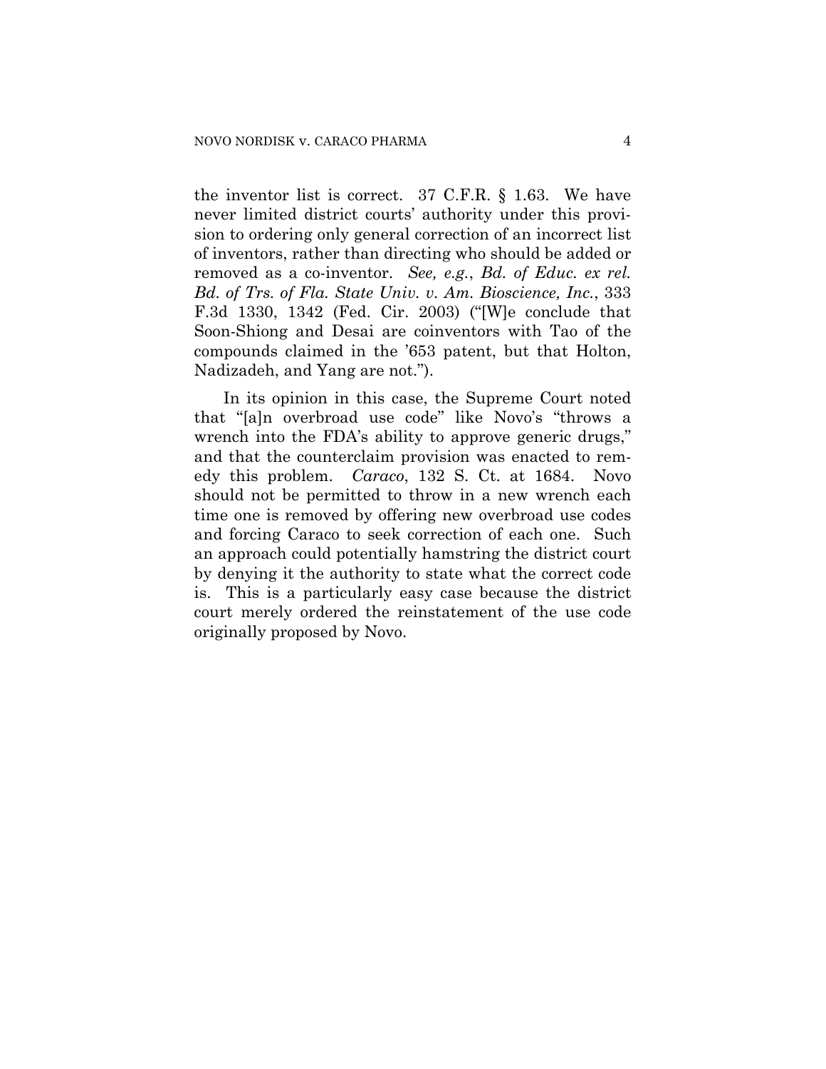the inventor list is correct. 37 C.F.R. § 1.63. We have never limited district courts' authority under this provision to ordering only general correction of an incorrect list of inventors, rather than directing who should be added or removed as a co-inventor. *See, e.g.*, *Bd. of Educ. ex rel. Bd. of Trs. of Fla. State Univ. v. Am. Bioscience, Inc.*, 333 F.3d 1330, 1342 (Fed. Cir. 2003) ("[W]e conclude that Soon-Shiong and Desai are coinventors with Tao of the compounds claimed in the '653 patent, but that Holton, Nadizadeh, and Yang are not.").

In its opinion in this case, the Supreme Court noted that "[a]n overbroad use code" like Novo's "throws a wrench into the FDA's ability to approve generic drugs," and that the counterclaim provision was enacted to remedy this problem. *Caraco*, 132 S. Ct. at 1684. Novo should not be permitted to throw in a new wrench each time one is removed by offering new overbroad use codes and forcing Caraco to seek correction of each one. Such an approach could potentially hamstring the district court by denying it the authority to state what the correct code is. This is a particularly easy case because the district court merely ordered the reinstatement of the use code originally proposed by Novo.